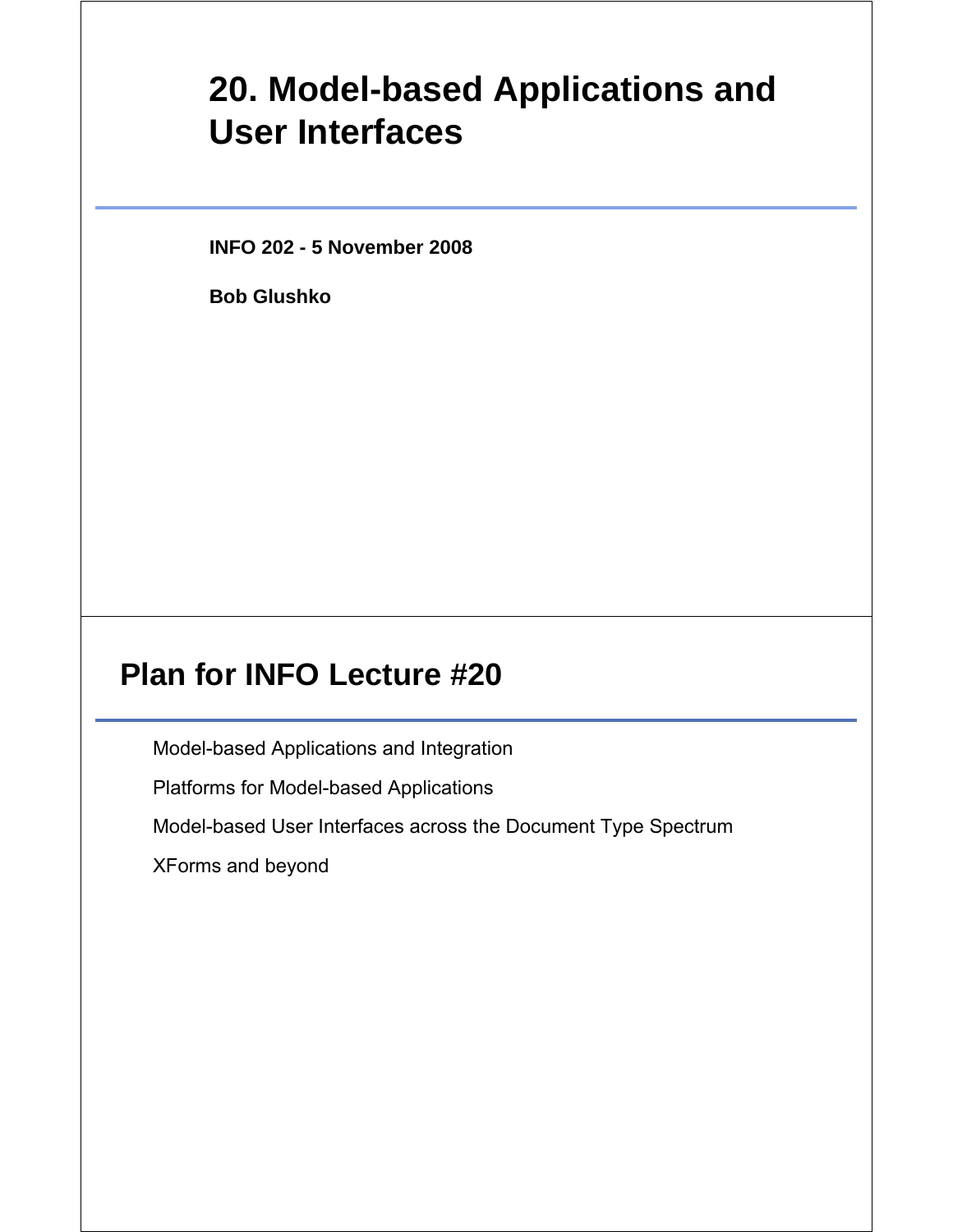# 20. Model-based Applications and User Interfaces

**INFO 202 - 5 November 2008**

**Bob Glushko**

## Plan for INFO Lecture #20

Model-based Applications and Integration

Platforms for Model-based Applications

Model-based User Interfaces across the Document Type Spectrum

XForms and beyond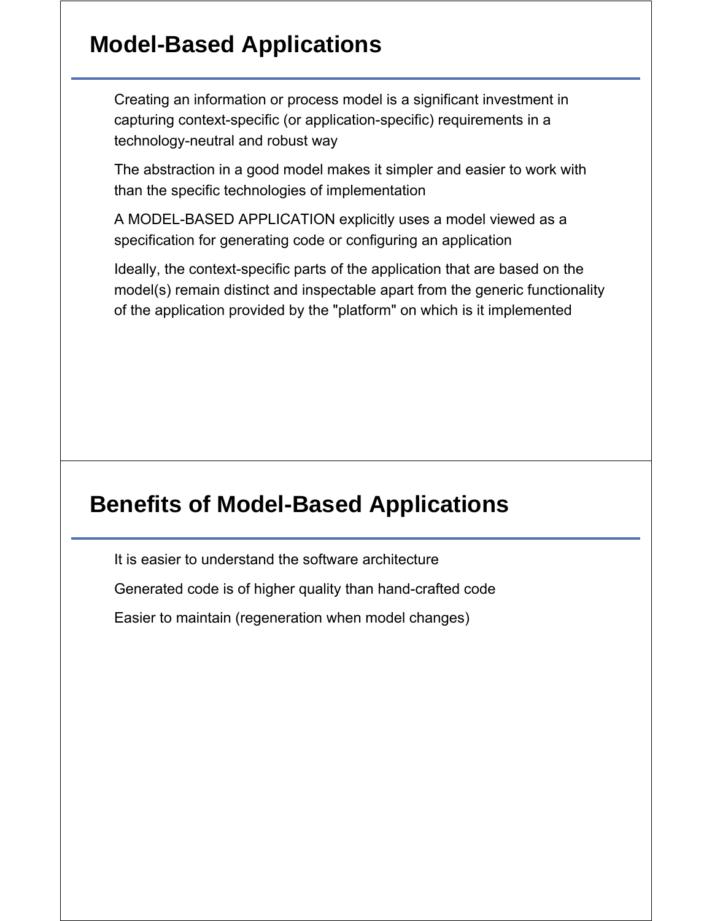## Model-Based Applications

Creating an information or process model is a significant investment in capturing context-specific (or application-specific) requirements in a technology-neutral and robust way

The abstraction in a good model makes it simpler and easier to work with than the specific technologies of implementation

A MODEL-BASED APPLICATION explicitly uses a model viewed as a specification for generating code or configuring an application

Ideally, the context-specific parts of the application that are based on the model(s) remain distinct and inspectable apart from the generic functionality of the application provided by the "platform" on which is it implemented

## Benefits of Model-Based Applications

It is easier to understand the software architecture

Generated code is of higher quality than hand-crafted code

Easier to maintain (regeneration when model changes)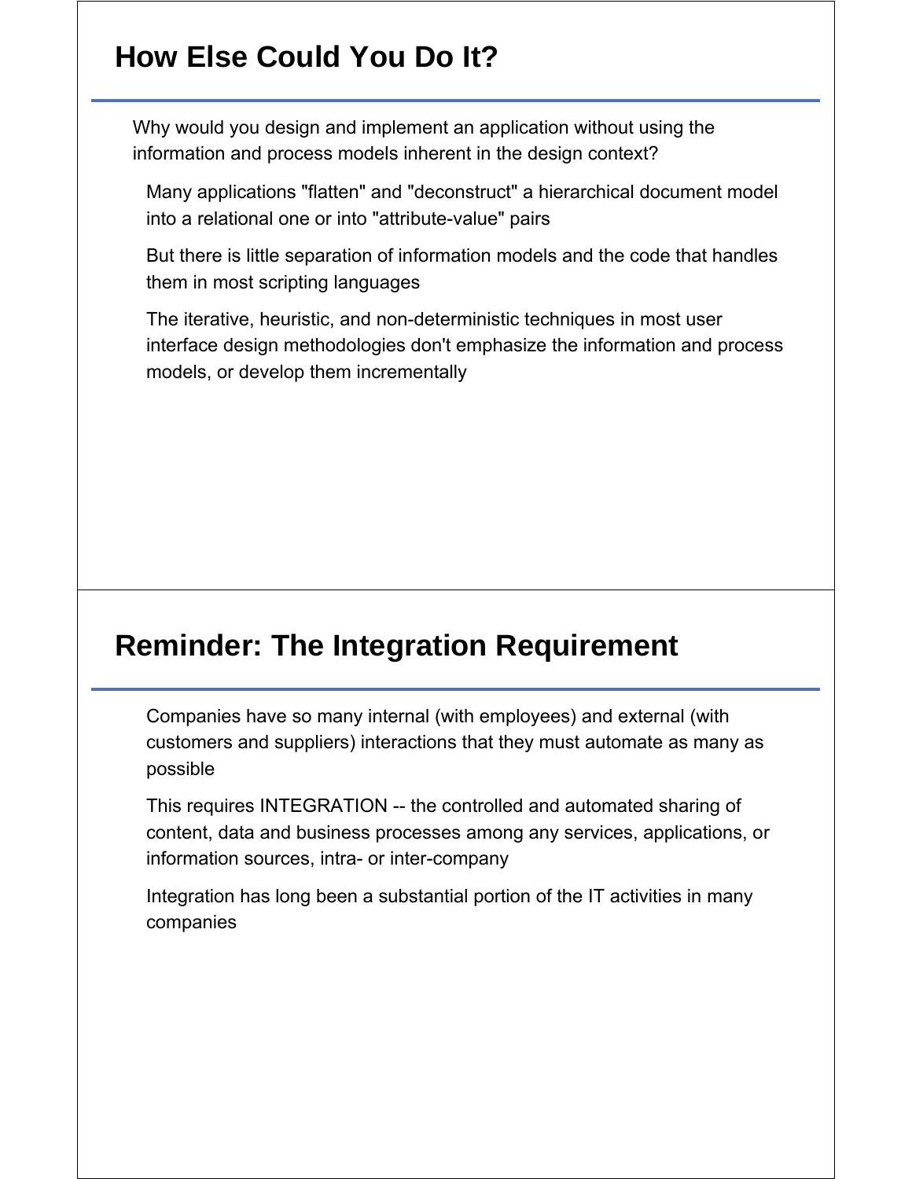## How Else Could You Do It?

Why would you design and implement an application without using the information and process models inherent in the design context?

- Many applications "flatten" and "deconstruct" a hierarchical document model into a relational one or into "attribute-value" pairs
- But there is little separation of information models and the code that handles them in most scripting languages
- The iterative, heuristic, and non-deterministic techniques in most user interface design methodologies don't emphasize the information and process models, or develop them incrementally

## Reminder: The Integration Requirement

- Companies have so many internal (with employees) and external (with customers and suppliers) interactions that they must automate as many as possible
- This requires INTEGRATION -- the controlled and automated sharing of content, data and business processes among any services, applications, or information sources, intra- or inter-company
- Integration has long been a substantial portion of the IT activities in many companies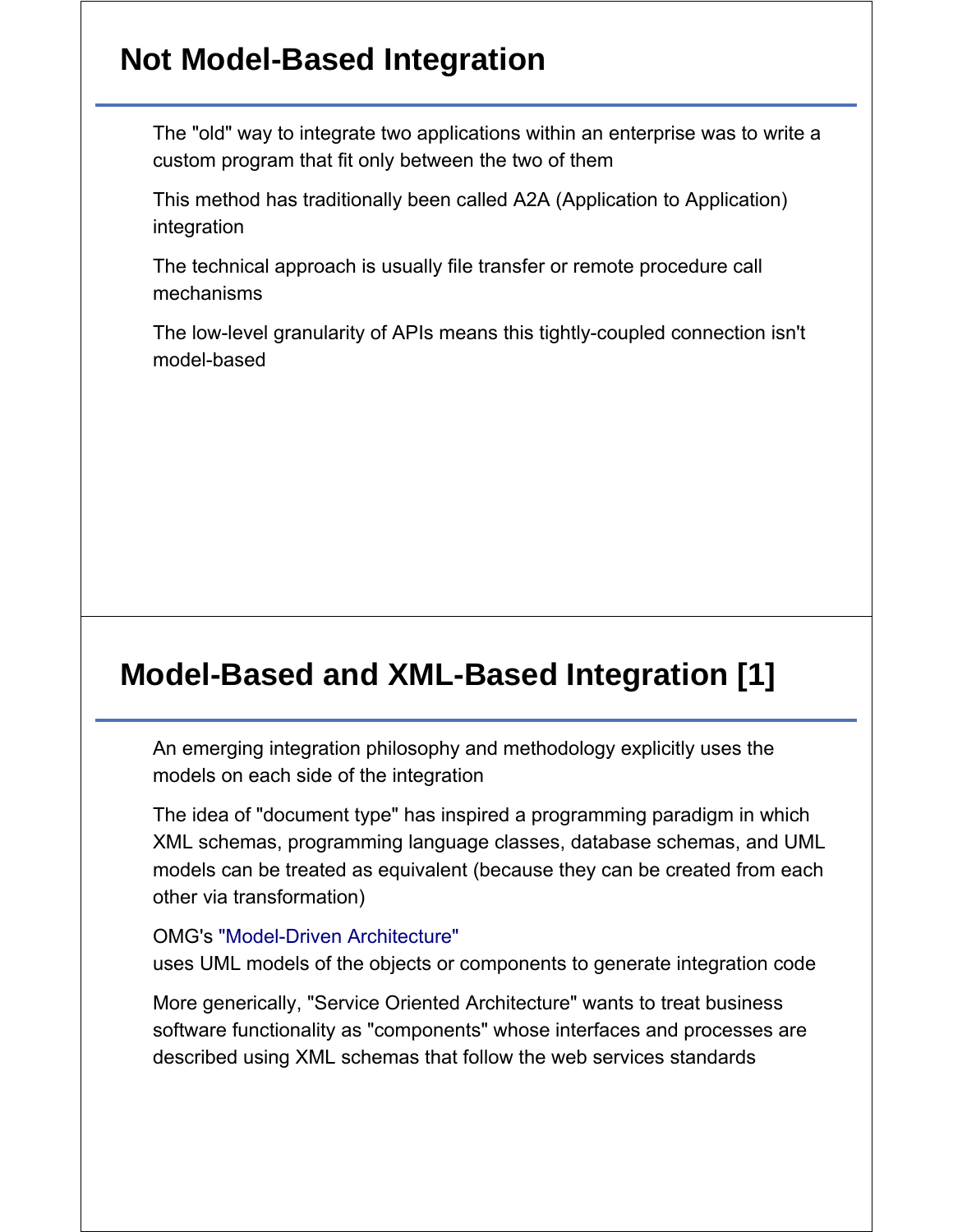## Not Model-Based Integration

The "old" way to integrate two applications within an enterprise was to write a custom program that fit only between the two of them

This method has traditionally been called A2A (Application to Application) integration

The technical approach is usually file transfer or remote procedure call mechanisms

The low-level granularity of APIs means this tightly-coupled connection isn't model-based

## Model-Based and XML-Based Integration [1]

An emerging integration philosophy and methodology explicitly uses the models on each side of the integration

The idea of "document type" has inspired a programming paradigm in which XML schemas, programming language classes, database schemas, and UML models can be treated as equivalent (because they can be created from each other via transformation)

OMG's "Model-Driven Architecture"
uses UML models of the objects or components to generate integration code

More generically, "Service Oriented Architecture" wants to treat business software functionality as "components" whose interfaces and processes are described using XML schemas that follow the web services standards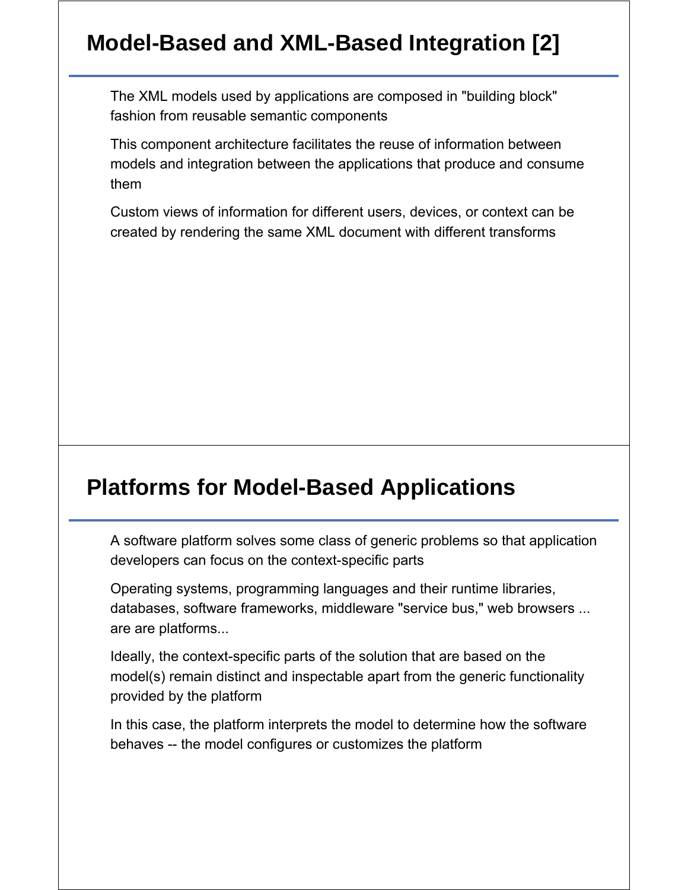## Model-Based and XML-Based Integration [2]

The XML models used by applications are composed in "building block" fashion from reusable semantic components

This component architecture facilitates the reuse of information between models and integration between the applications that produce and consume them

Custom views of information for different users, devices, or context can be created by rendering the same XML document with different transforms

## Platforms for Model-Based Applications

A software platform solves some class of generic problems so that application developers can focus on the context-specific parts

Operating systems, programming languages and their runtime libraries, databases, software frameworks, middleware "service bus," web browsers ... are are platforms...

Ideally, the context-specific parts of the solution that are based on the model(s) remain distinct and inspectable apart from the generic functionality provided by the platform

In this case, the platform interprets the model to determine how the software behaves -- the model configures or customizes the platform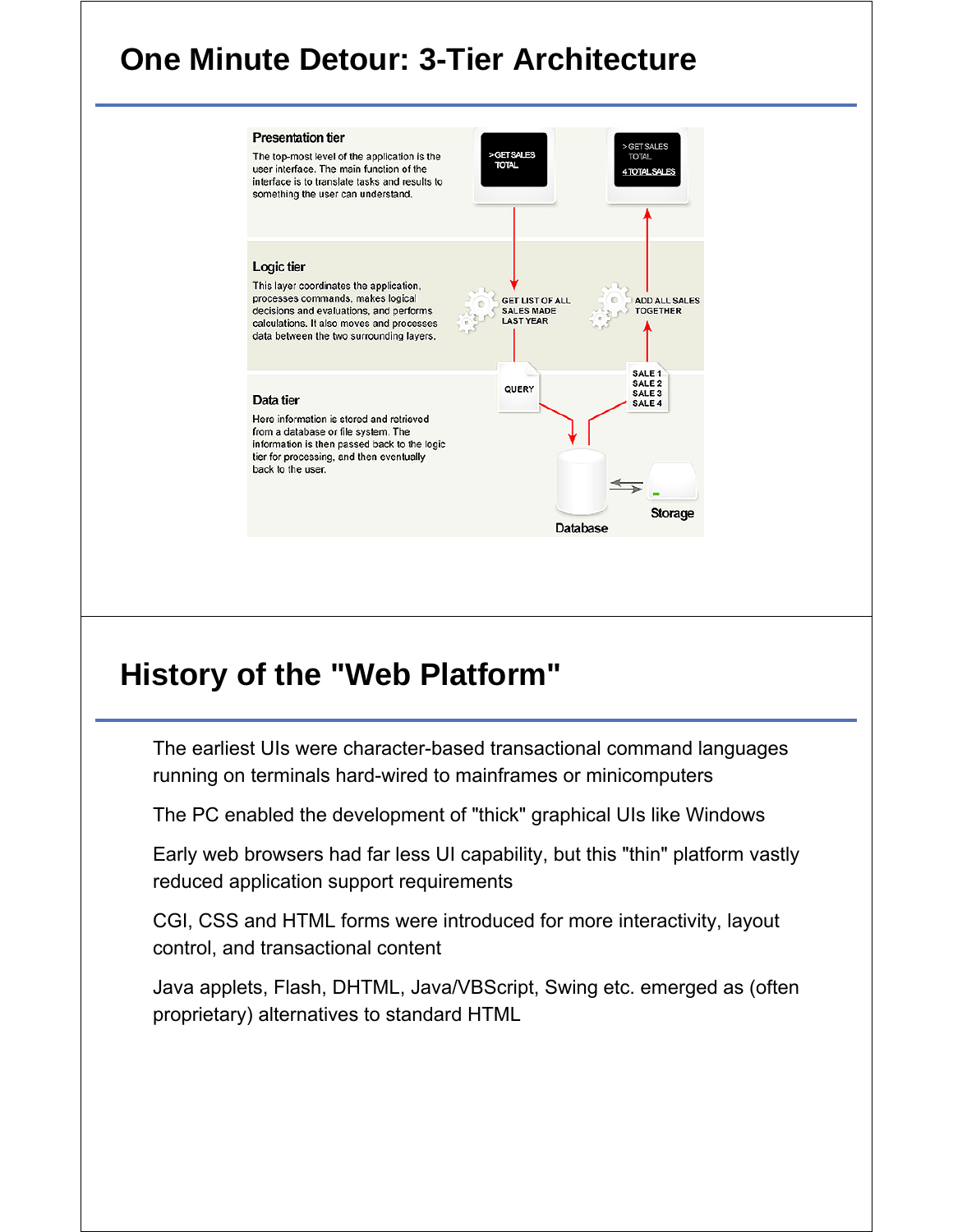# One Minute Detour: 3-Tier Architecture

**Presentation tier**

The top-most level of the application is the user interface. The main function of the interface is to translate tasks and results to something the user can understand.

**Logic tier**

This layer coordinates the application, processes commands, makes logical decisions and evaluations, and performs calculations. It also moves and processes data between the two surrounding layers.

**Data tier**

Here information is stored and retrieved from a database or file system. The information is then passed back to the logic tier for processing, and then eventually back to the user.

>GET SALES TOTAL

>GET SALES TOTAL
4 TOTAL SALES

GET LIST OF ALL SALES MADE LAST YEAR

ADD ALL SALES TOGETHER

QUERY

SALE 1
SALE 2
SALE 3
SALE 4

Database

Storage

# History of the "Web Platform"

The earliest UIs were character-based transactional command languages running on terminals hard-wired to mainframes or minicomputers

The PC enabled the development of "thick" graphical UIs like Windows

Early web browsers had far less UI capability, but this "thin" platform vastly reduced application support requirements

CGI, CSS and HTML forms were introduced for more interactivity, layout control, and transactional content

Java applets, Flash, DHTML, Java/VBScript, Swing etc. emerged as (often proprietary) alternatives to standard HTML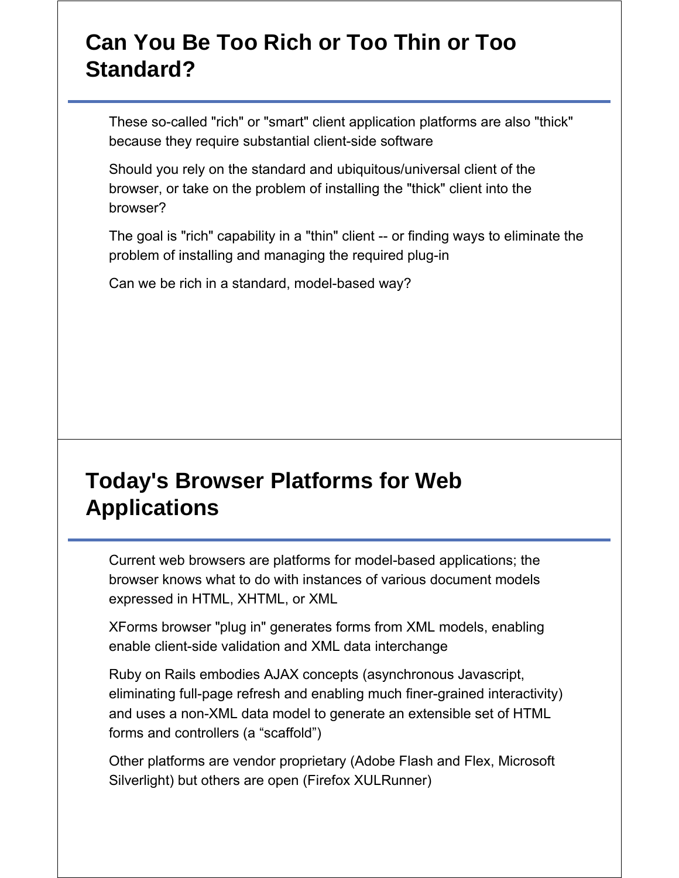## Can You Be Too Rich or Too Thin or Too Standard?

These so-called "rich" or "smart" client application platforms are also "thick" because they require substantial client-side software

Should you rely on the standard and ubiquitous/universal client of the browser, or take on the problem of installing the "thick" client into the browser?

The goal is "rich" capability in a "thin" client -- or finding ways to eliminate the problem of installing and managing the required plug-in

Can we be rich in a standard, model-based way?

## Today's Browser Platforms for Web Applications

Current web browsers are platforms for model-based applications; the browser knows what to do with instances of various document models expressed in HTML, XHTML, or XML

XForms browser "plug in" generates forms from XML models, enabling enable client-side validation and XML data interchange

Ruby on Rails embodies AJAX concepts (asynchronous Javascript, eliminating full-page refresh and enabling much finer-grained interactivity) and uses a non-XML data model to generate an extensible set of HTML forms and controllers (a “scaffold”)

Other platforms are vendor proprietary (Adobe Flash and Flex, Microsoft Silverlight) but others are open (Firefox XULRunner)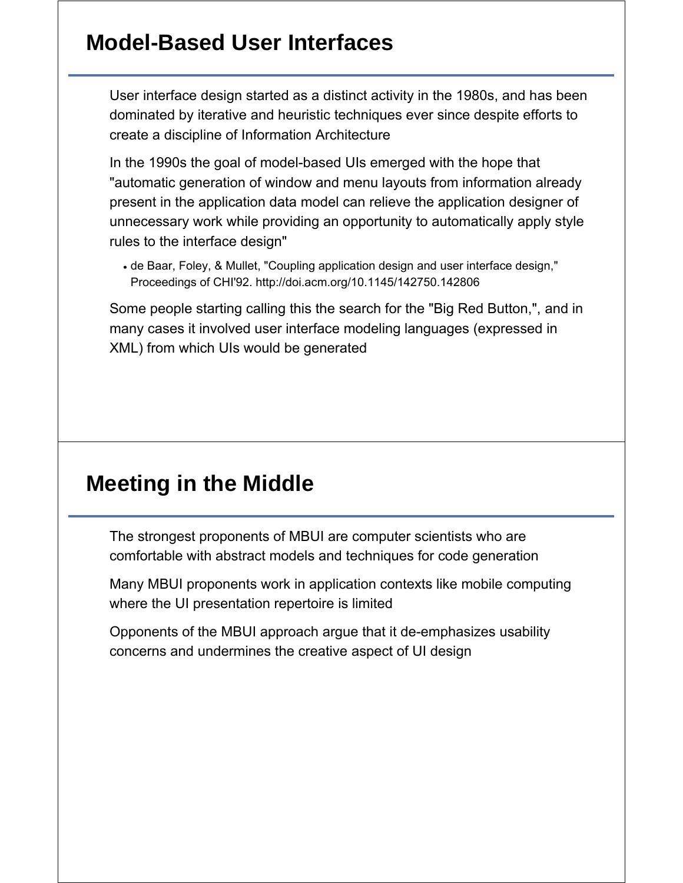## Model-Based User Interfaces

User interface design started as a distinct activity in the 1980s, and has been dominated by iterative and heuristic techniques ever since despite efforts to create a discipline of Information Architecture

In the 1990s the goal of model-based UIs emerged with the hope that "automatic generation of window and menu layouts from information already present in the application data model can relieve the application designer of unnecessary work while providing an opportunity to automatically apply style rules to the interface design"

- de Baar, Foley, & Mullet, "Coupling application design and user interface design," Proceedings of CHI'92. http://doi.acm.org/10.1145/142750.142806

Some people starting calling this the search for the "Big Red Button,", and in many cases it involved user interface modeling languages (expressed in XML) from which UIs would be generated

## Meeting in the Middle

The strongest proponents of MBUI are computer scientists who are comfortable with abstract models and techniques for code generation

Many MBUI proponents work in application contexts like mobile computing where the UI presentation repertoire is limited

Opponents of the MBUI approach argue that it de-emphasizes usability concerns and undermines the creative aspect of UI design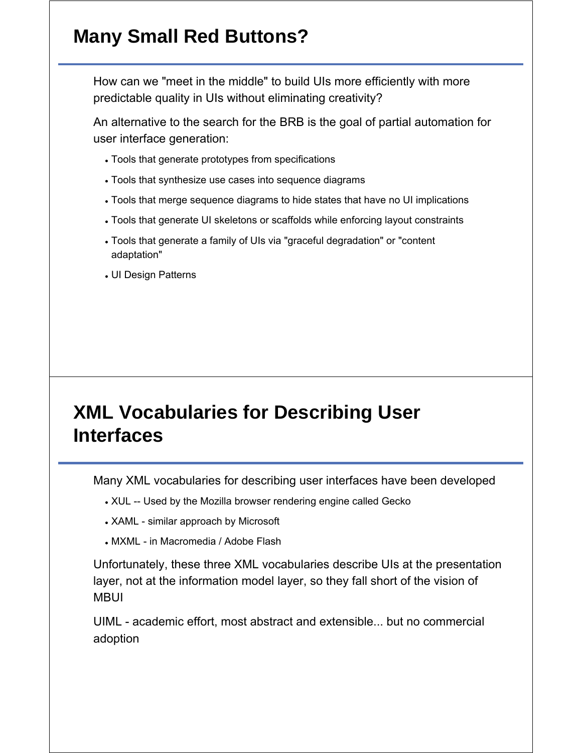## Many Small Red Buttons?

How can we "meet in the middle" to build UIs more efficiently with more predictable quality in UIs without eliminating creativity?

An alternative to the search for the BRB is the goal of partial automation for user interface generation:

- Tools that generate prototypes from specifications
- Tools that synthesize use cases into sequence diagrams
- Tools that merge sequence diagrams to hide states that have no UI implications
- Tools that generate UI skeletons or scaffolds while enforcing layout constraints
- Tools that generate a family of UIs via "graceful degradation" or "content adaptation"
- UI Design Patterns

## XML Vocabularies for Describing User Interfaces

Many XML vocabularies for describing user interfaces have been developed

- XUL -- Used by the Mozilla browser rendering engine called Gecko
- XAML - similar approach by Microsoft
- MXML - in Macromedia / Adobe Flash

Unfortunately, these three XML vocabularies describe UIs at the presentation layer, not at the information model layer, so they fall short of the vision of MBUI

UIML - academic effort, most abstract and extensible... but no commercial adoption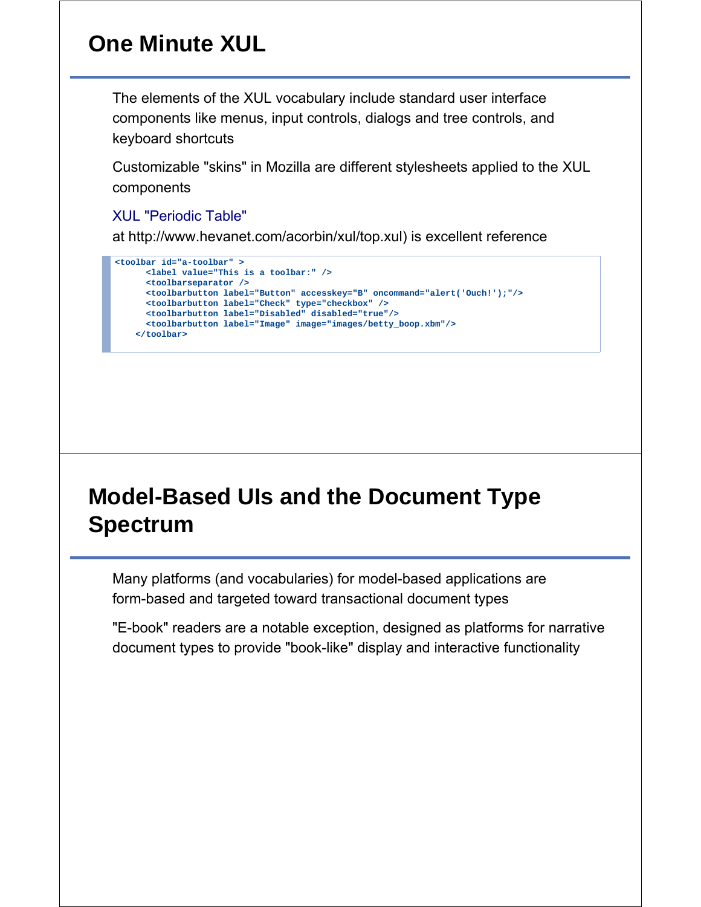# One Minute XUL

The elements of the XUL vocabulary include standard user interface components like menus, input controls, dialogs and tree controls, and keyboard shortcuts

Customizable "skins" in Mozilla are different stylesheets applied to the XUL components

XUL "Periodic Table"
at http://www.hevanet.com/acorbin/xul/top.xul) is excellent reference

```
<toolbar id="a-toolbar" >
      <label value="This is a toolbar:" />
      <toolbarseparator />
      <toolbarbutton label="Button" accesskey="B" oncommand="alert('Ouch!');"/>
      <toolbarbutton label="Check" type="checkbox" />
      <toolbarbutton label="Disabled" disabled="true"/>
      <toolbarbutton label="Image" image="images/betty_boop.xbm"/>
    </toolbar>
```

# Model-Based UIs and the Document Type Spectrum

Many platforms (and vocabularies) for model-based applications are form-based and targeted toward transactional document types

"E-book" readers are a notable exception, designed as platforms for narrative document types to provide "book-like" display and interactive functionality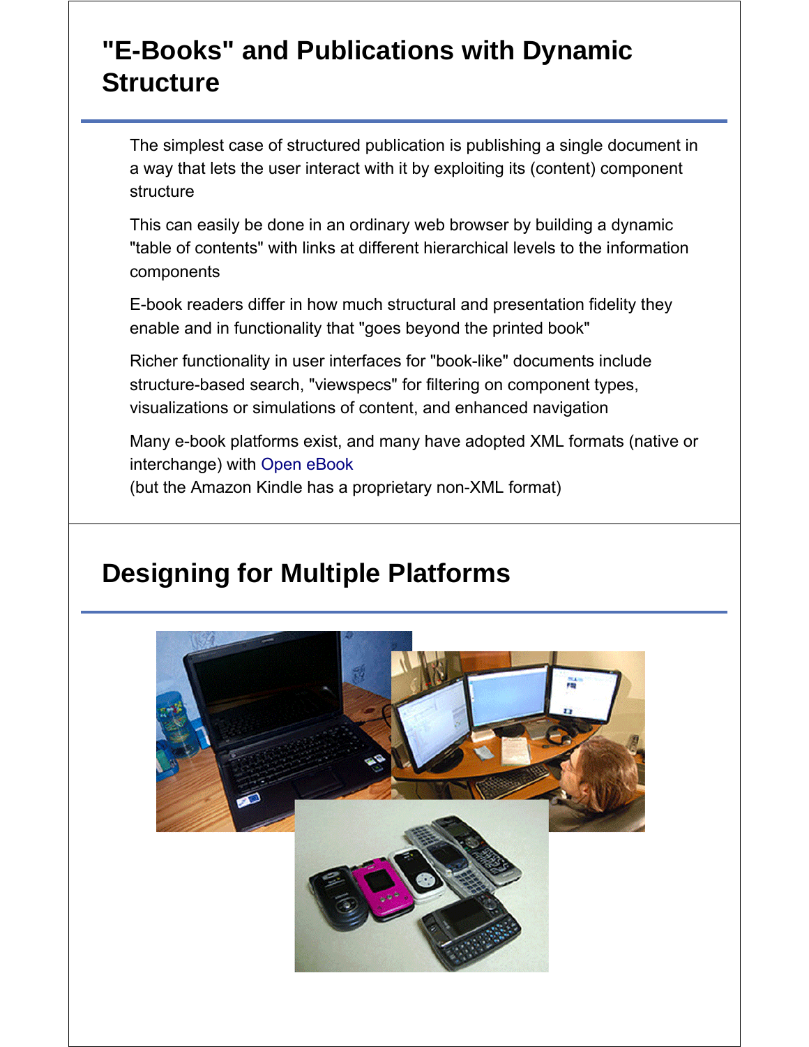# "E-Books" and Publications with Dynamic Structure

The simplest case of structured publication is publishing a single document in a way that lets the user interact with it by exploiting its (content) component structure

This can easily be done in an ordinary web browser by building a dynamic "table of contents" with links at different hierarchical levels to the information components

E-book readers differ in how much structural and presentation fidelity they enable and in functionality that "goes beyond the printed book"

Richer functionality in user interfaces for "book-like" documents include structure-based search, "viewspecs" for filtering on component types, visualizations or simulations of content, and enhanced navigation

Many e-book platforms exist, and many have adopted XML formats (native or interchange) with Open eBook
(but the Amazon Kindle has a proprietary non-XML format)

# Designing for Multiple Platforms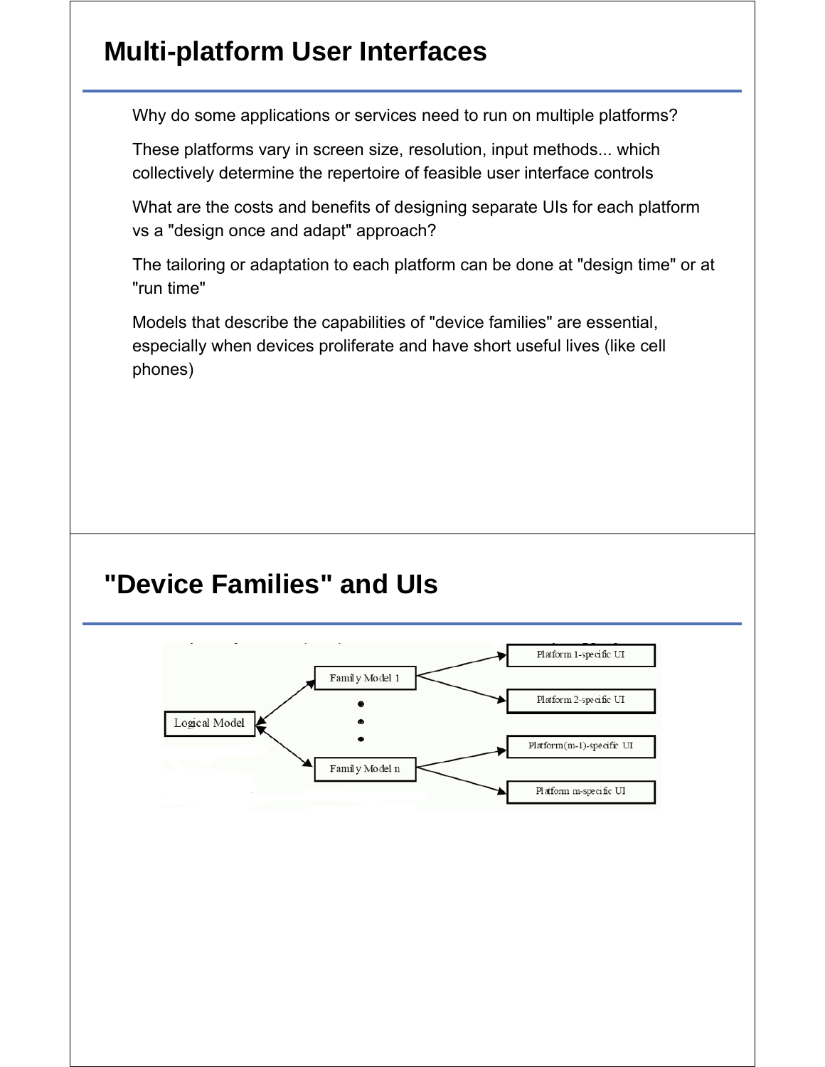## Multi-platform User Interfaces

Why do some applications or services need to run on multiple platforms?

These platforms vary in screen size, resolution, input methods... which collectively determine the repertoire of feasible user interface controls

What are the costs and benefits of designing separate UIs for each platform vs a "design once and adapt" approach?

The tailoring or adaptation to each platform can be done at "design time" or at "run time"

Models that describe the capabilities of "device families" are essential, especially when devices proliferate and have short useful lives (like cell phones)

## "Device Families" and UIs

Logical Model

Family Model 1

Family Model n

Platform 1-specific UI

Platform 2-specific UI

Platform(m-1)-specific UI

Platform m-specific UI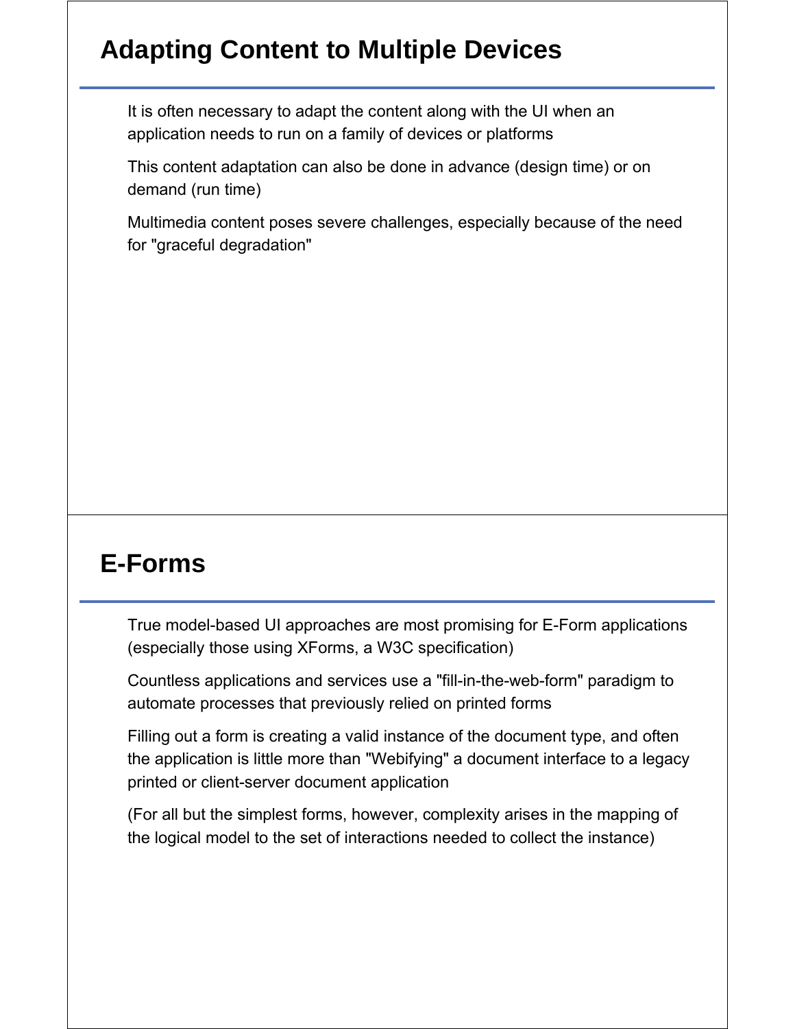## Adapting Content to Multiple Devices

It is often necessary to adapt the content along with the UI when an application needs to run on a family of devices or platforms

This content adaptation can also be done in advance (design time) or on demand (run time)

Multimedia content poses severe challenges, especially because of the need for "graceful degradation"

## E-Forms

True model-based UI approaches are most promising for E-Form applications (especially those using XForms, a W3C specification)

Countless applications and services use a "fill-in-the-web-form" paradigm to automate processes that previously relied on printed forms

Filling out a form is creating a valid instance of the document type, and often the application is little more than "Webifying" a document interface to a legacy printed or client-server document application

(For all but the simplest forms, however, complexity arises in the mapping of the logical model to the set of interactions needed to collect the instance)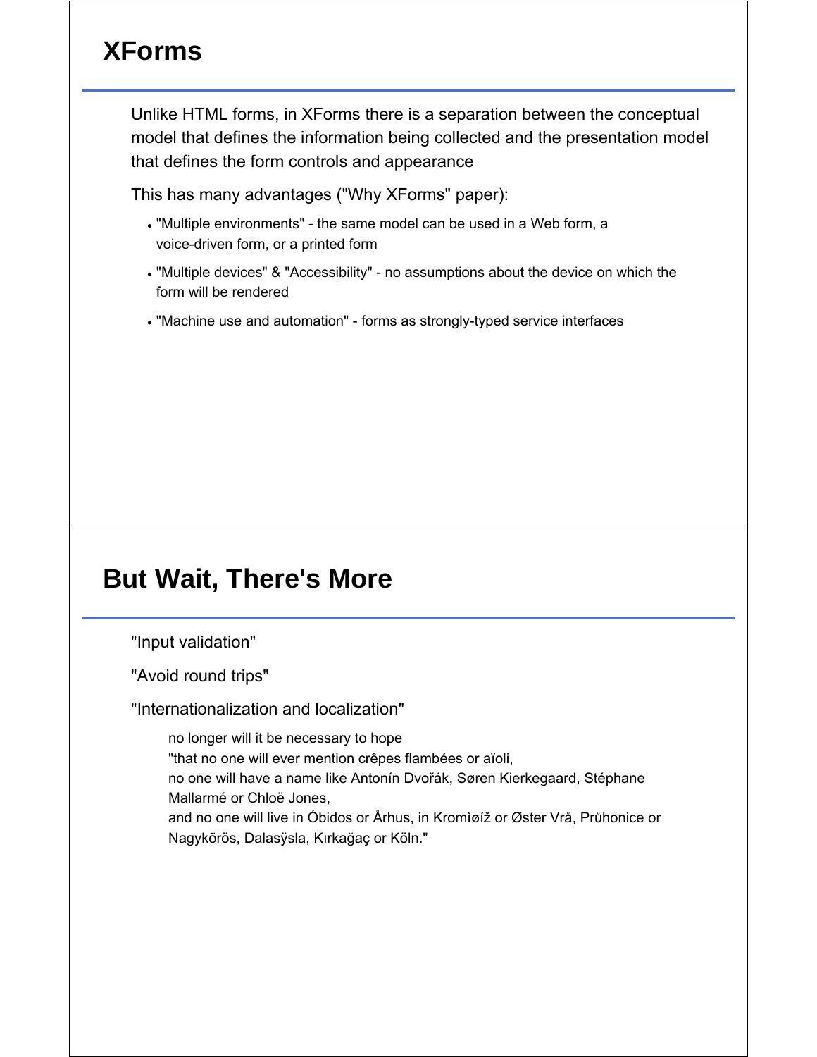# XForms

Unlike HTML forms, in XForms there is a separation between the conceptual model that defines the information being collected and the presentation model that defines the form controls and appearance

This has many advantages ("Why XForms" paper):

- "Multiple environments" - the same model can be used in a Web form, a voice-driven form, or a printed form
- "Multiple devices" & "Accessibility" - no assumptions about the device on which the form will be rendered
- "Machine use and automation" - forms as strongly-typed service interfaces

# But Wait, There's More

"Input validation"

"Avoid round trips"

"Internationalization and localization"

> no longer will it be necessary to hope
> "that no one will ever mention crêpes flambées or aïoli,
> no one will have a name like Antonín Dvořák, Søren Kierkegaard, Stéphane Mallarmé or Chloë Jones,
> and no one will live in Óbidos or Århus, in Kromìøíž or Øster Vrå, Průhonice or Nagykõrös, Dalasÿsla, Kırkağaç or Köln."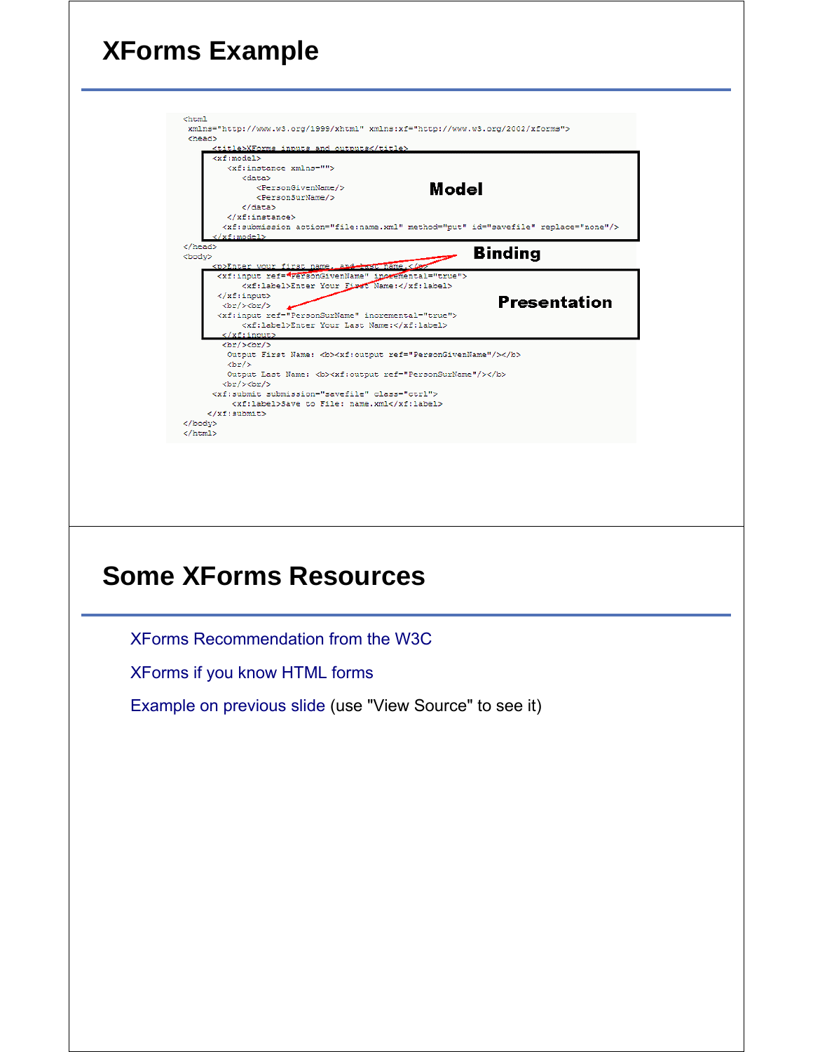## XForms Example

```
<html
 xmlns="http://www.w3.org/1999/xhtml" xmlns:xf="http://www.w3.org/2002/xforms">
 <head>
     <title>XForms inputs and outputs</title>
     <xf:model>
        <xf:instance xmlns="">
           <data>
              <PersonGivenName/>
              <PersonSurName/>
           </data>
        </xf:instance>
        <xf:submission action="file:name.xml" method="put" id="savefile" replace="none"/>
     </xf:model>
 </head>
 <body>
     <p>Enter your first name, and last name.</p>
      <xf:input ref="PersonGivenName" incremental="true">
           <xf:label>Enter Your First Name:</xf:label>
      </xf:input>
       <br/><br/>
      <xf:input ref="PersonSurName" incremental="true">
           <xf:label>Enter Your Last Name:</xf:label>
      </xf:input>
       <br/><br/>
        Output First Name: <b><xf:output ref="PersonGivenName"/></b>
        <br/>
        Output Last Name: <b><xf:output ref="PersonSurName"/></b>
       <br/><br/>
     <xf:submit submission="savefile" class="ctrl">
         <xf:label>Save to File: name.xml</xf:label>
     </xf:submit>
 </body>
</html>
```

Model

Binding

Presentation

## Some XForms Resources

XForms Recommendation from the W3C

XForms if you know HTML forms

Example on previous slide (use "View Source" to see it)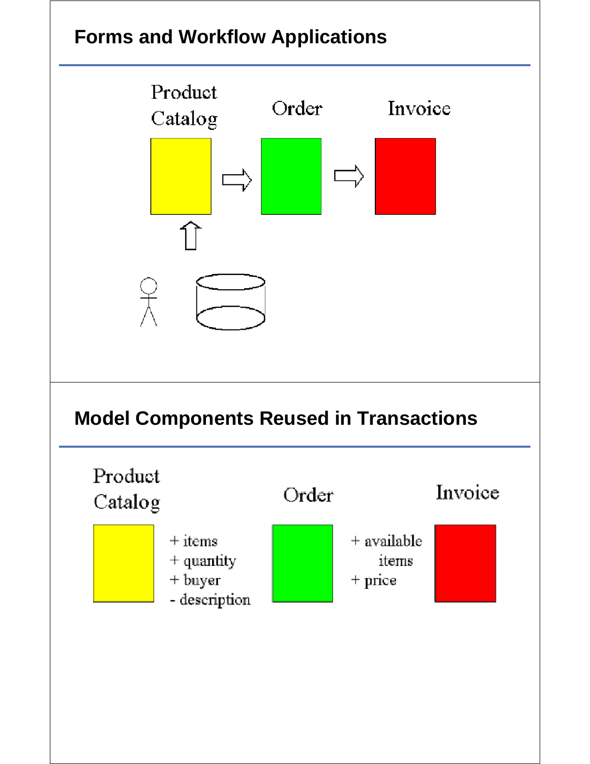## Forms and Workflow Applications

Product Catalog

Order

Invoice

## Model Components Reused in Transactions

Product Catalog

+ items
+ quantity
+ buyer
- description

Order

+ available items
+ price

Invoice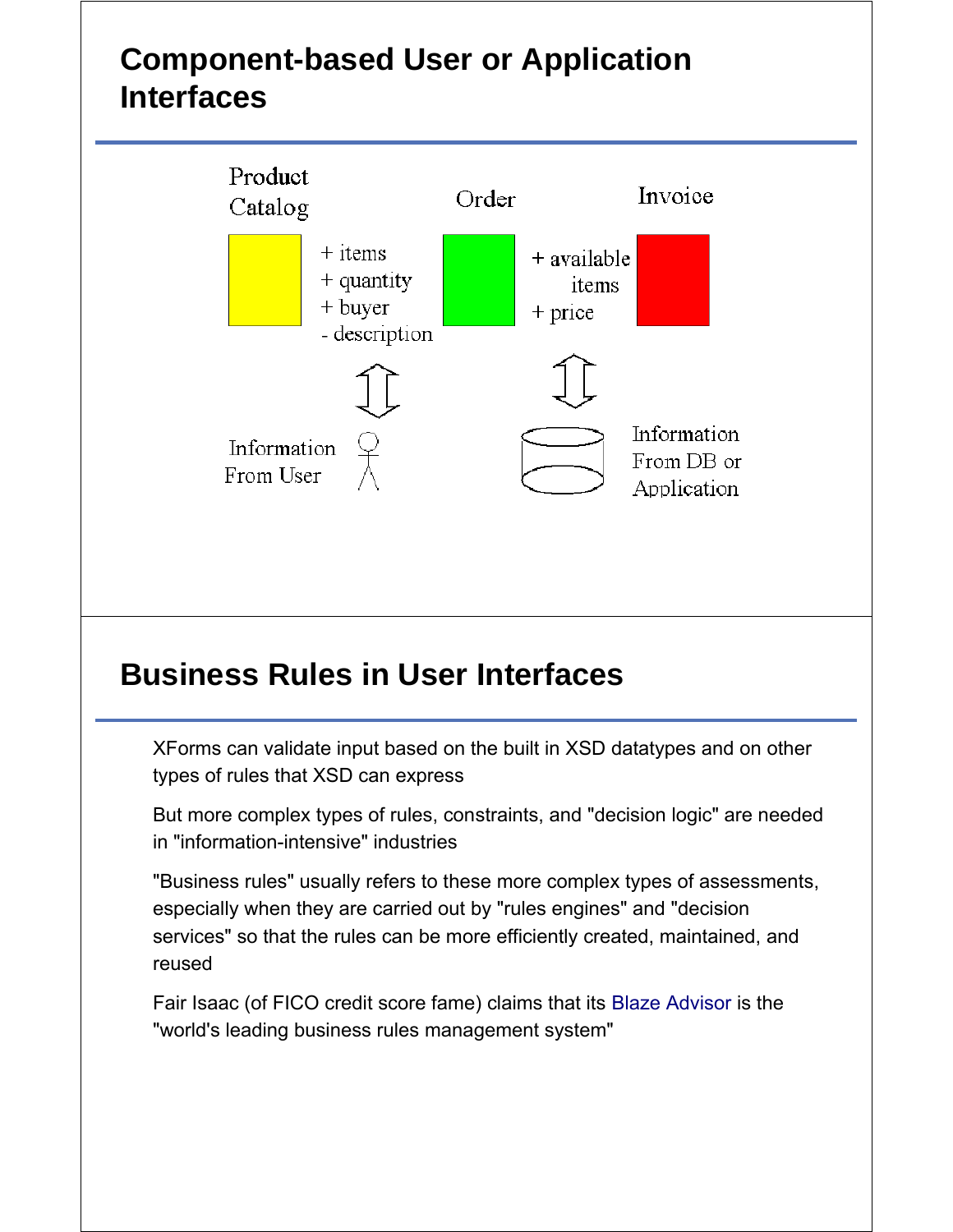# Component-based User or Application Interfaces

Product Catalog

Order

Invoice

+ items
+ quantity
+ buyer
- description

+ available items
+ price

Information From User

Information From DB or Application

# Business Rules in User Interfaces

XForms can validate input based on the built in XSD datatypes and on other types of rules that XSD can express

But more complex types of rules, constraints, and "decision logic" are needed in "information-intensive" industries

"Business rules" usually refers to these more complex types of assessments, especially when they are carried out by "rules engines" and "decision services" so that the rules can be more efficiently created, maintained, and reused

Fair Isaac (of FICO credit score fame) claims that its Blaze Advisor is the "world's leading business rules management system"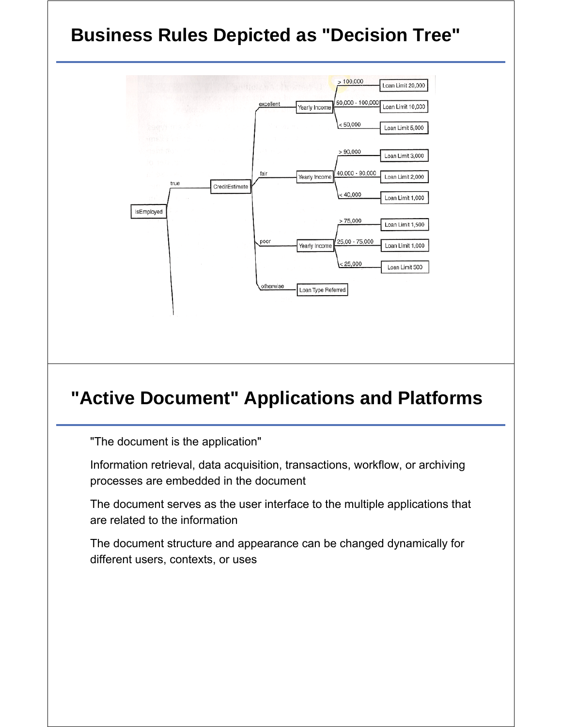## Business Rules Depicted as "Decision Tree"

- IsEmployed
  - true → CreditEstimate
    - excellent → Yearly Income
      - > 100,000 → Loan Limit 20,000
      - 50,000 - 100,000 → Loan Limit 10,000
      - < 50,000 → Loan Limit 5,000
    - fair → Yearly Income
      - > 90,000 → Loan Limit 3,000
      - 40,000 - 90,000 → Loan Limit 2,000
      - < 40,000 → Loan Limit 1,000
    - poor → Yearly Income
      - > 75,000 → Loan Limit 1,500
      - 25,00 - 75,000 → Loan Limit 1,000
      - < 25,000 → Loan Limit 500
    - otherwise → Loan Type Referred

## "Active Document" Applications and Platforms

"The document is the application"

Information retrieval, data acquisition, transactions, workflow, or archiving processes are embedded in the document

The document serves as the user interface to the multiple applications that are related to the information

The document structure and appearance can be changed dynamically for different users, contexts, or uses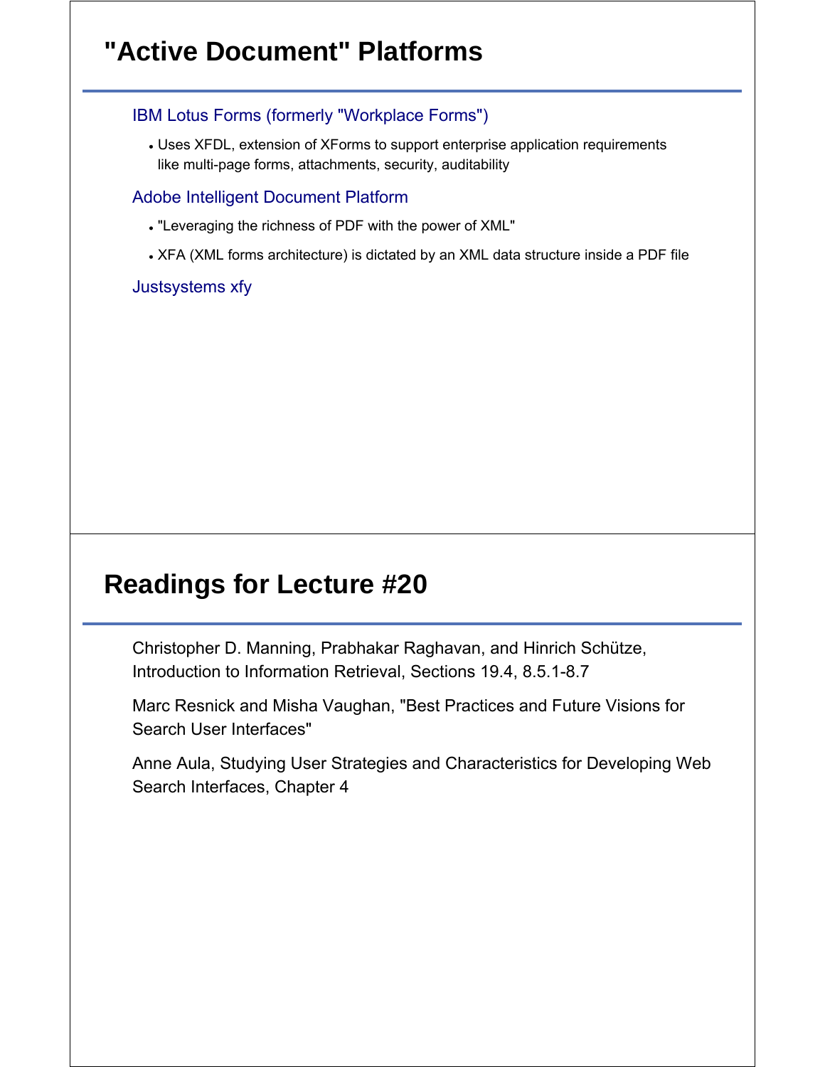# "Active Document" Platforms

IBM Lotus Forms (formerly "Workplace Forms")

- Uses XFDL, extension of XForms to support enterprise application requirements like multi-page forms, attachments, security, auditability

Adobe Intelligent Document Platform

- "Leveraging the richness of PDF with the power of XML"
- XFA (XML forms architecture) is dictated by an XML data structure inside a PDF file

Justsystems xfy

# Readings for Lecture #20

Christopher D. Manning, Prabhakar Raghavan, and Hinrich Schütze, Introduction to Information Retrieval, Sections 19.4, 8.5.1-8.7

Marc Resnick and Misha Vaughan, "Best Practices and Future Visions for Search User Interfaces"

Anne Aula, Studying User Strategies and Characteristics for Developing Web Search Interfaces, Chapter 4